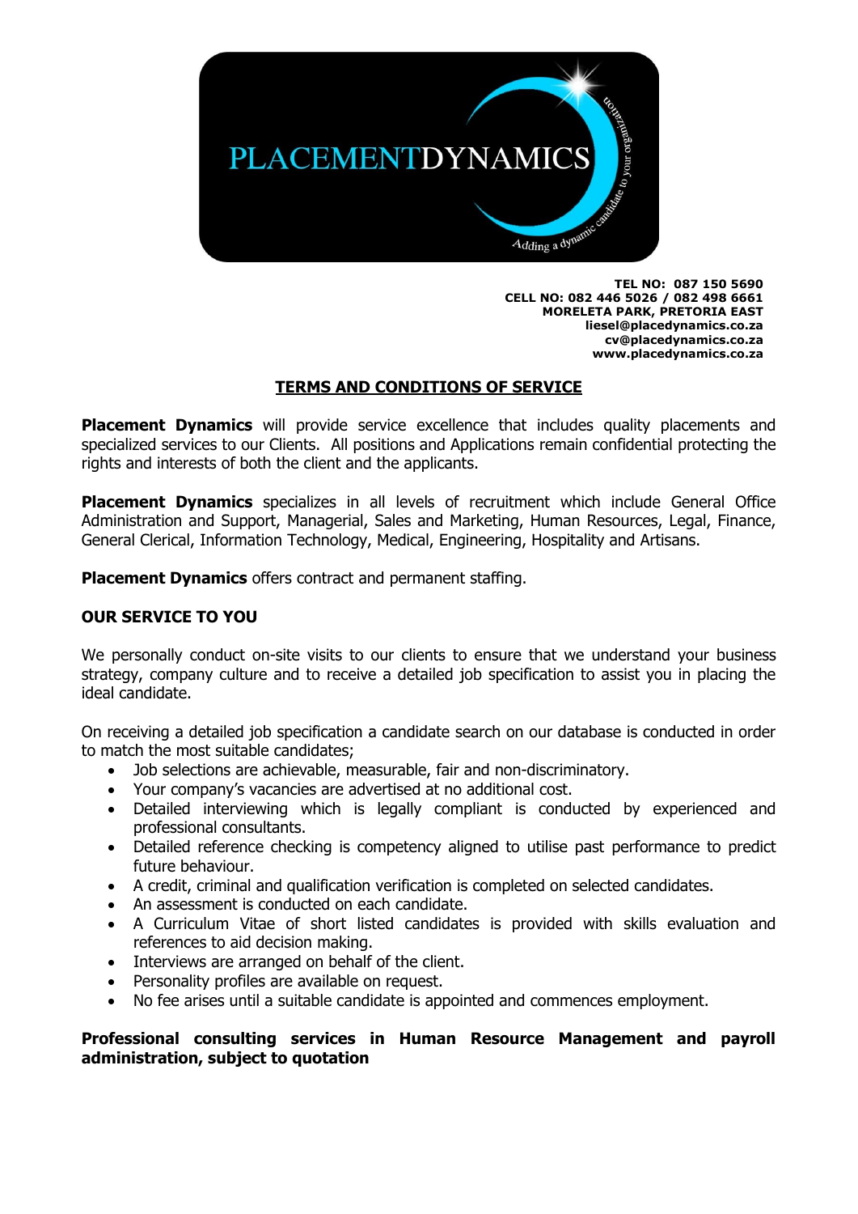PLACEMENTDYNAMICS

Adding a dynamic candidate to your organization

**TEL NO: 087 150 5690**
**CELL NO: 082 446 5026 / 082 498 6661**
**MORELETA PARK, PRETORIA EAST**
**liesel@placedynamics.co.za**
**cv@placedynamics.co.za**
**www.placedynamics.co.za**

## TERMS AND CONDITIONS OF SERVICE

**Placement Dynamics** will provide service excellence that includes quality placements and specialized services to our Clients. All positions and Applications remain confidential protecting the rights and interests of both the client and the applicants.

**Placement Dynamics** specializes in all levels of recruitment which include General Office Administration and Support, Managerial, Sales and Marketing, Human Resources, Legal, Finance, General Clerical, Information Technology, Medical, Engineering, Hospitality and Artisans.

**Placement Dynamics** offers contract and permanent staffing.

### OUR SERVICE TO YOU

We personally conduct on-site visits to our clients to ensure that we understand your business strategy, company culture and to receive a detailed job specification to assist you in placing the ideal candidate.

On receiving a detailed job specification a candidate search on our database is conducted in order to match the most suitable candidates;

- Job selections are achievable, measurable, fair and non-discriminatory.
- Your company's vacancies are advertised at no additional cost.
- Detailed interviewing which is legally compliant is conducted by experienced and professional consultants.
- Detailed reference checking is competency aligned to utilise past performance to predict future behaviour.
- A credit, criminal and qualification verification is completed on selected candidates.
- An assessment is conducted on each candidate.
- A Curriculum Vitae of short listed candidates is provided with skills evaluation and references to aid decision making.
- Interviews are arranged on behalf of the client.
- Personality profiles are available on request.
- No fee arises until a suitable candidate is appointed and commences employment.

**Professional consulting services in Human Resource Management and payroll administration, subject to quotation**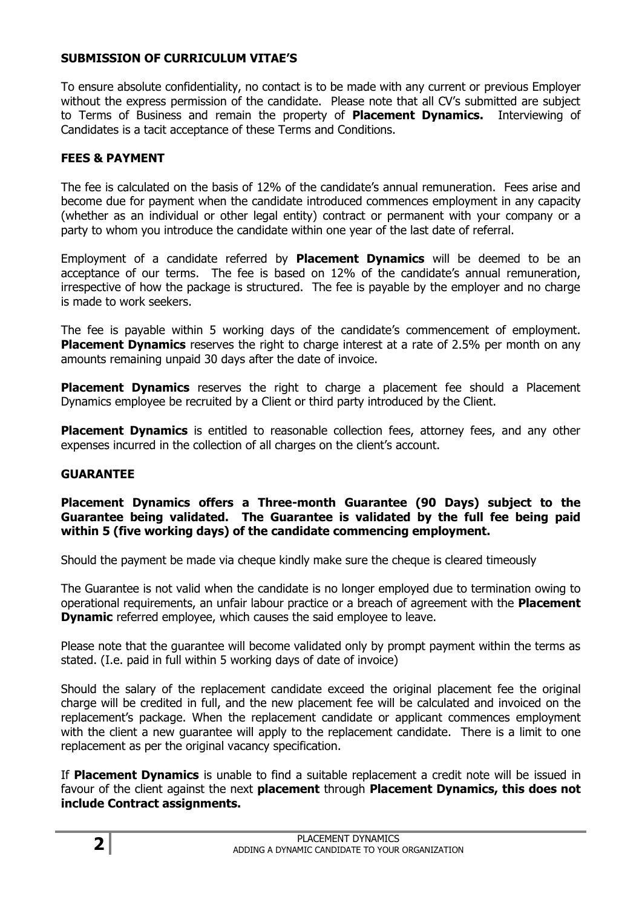## SUBMISSION OF CURRICULUM VITAE'S

To ensure absolute confidentiality, no contact is to be made with any current or previous Employer without the express permission of the candidate. Please note that all CV's submitted are subject to Terms of Business and remain the property of **Placement Dynamics.** Interviewing of Candidates is a tacit acceptance of these Terms and Conditions.

## FEES & PAYMENT

The fee is calculated on the basis of 12% of the candidate's annual remuneration. Fees arise and become due for payment when the candidate introduced commences employment in any capacity (whether as an individual or other legal entity) contract or permanent with your company or a party to whom you introduce the candidate within one year of the last date of referral.

Employment of a candidate referred by **Placement Dynamics** will be deemed to be an acceptance of our terms. The fee is based on 12% of the candidate's annual remuneration, irrespective of how the package is structured. The fee is payable by the employer and no charge is made to work seekers.

The fee is payable within 5 working days of the candidate's commencement of employment. **Placement Dynamics** reserves the right to charge interest at a rate of 2.5% per month on any amounts remaining unpaid 30 days after the date of invoice.

**Placement Dynamics** reserves the right to charge a placement fee should a Placement Dynamics employee be recruited by a Client or third party introduced by the Client.

**Placement Dynamics** is entitled to reasonable collection fees, attorney fees, and any other expenses incurred in the collection of all charges on the client's account.

## GUARANTEE

**Placement Dynamics offers a Three-month Guarantee (90 Days) subject to the Guarantee being validated. The Guarantee is validated by the full fee being paid within 5 (five working days) of the candidate commencing employment.**

Should the payment be made via cheque kindly make sure the cheque is cleared timeously

The Guarantee is not valid when the candidate is no longer employed due to termination owing to operational requirements, an unfair labour practice or a breach of agreement with the **Placement Dynamic** referred employee, which causes the said employee to leave.

Please note that the guarantee will become validated only by prompt payment within the terms as stated. (I.e. paid in full within 5 working days of date of invoice)

Should the salary of the replacement candidate exceed the original placement fee the original charge will be credited in full, and the new placement fee will be calculated and invoiced on the replacement's package. When the replacement candidate or applicant commences employment with the client a new guarantee will apply to the replacement candidate. There is a limit to one replacement as per the original vacancy specification.

If **Placement Dynamics** is unable to find a suitable replacement a credit note will be issued in favour of the client against the next **placement** through **Placement Dynamics, this does not include Contract assignments.**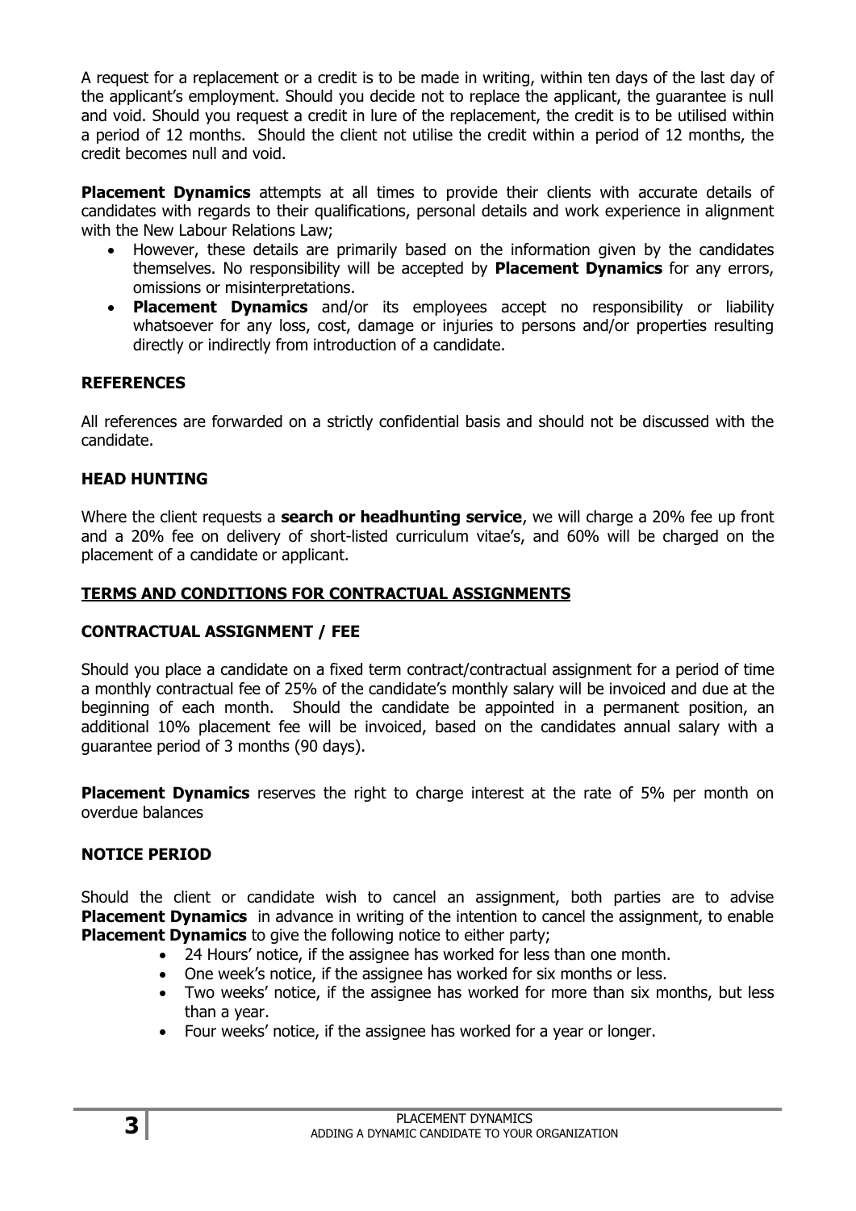A request for a replacement or a credit is to be made in writing, within ten days of the last day of the applicant's employment. Should you decide not to replace the applicant, the guarantee is null and void. Should you request a credit in lure of the replacement, the credit is to be utilised within a period of 12 months. Should the client not utilise the credit within a period of 12 months, the credit becomes null and void.

**Placement Dynamics** attempts at all times to provide their clients with accurate details of candidates with regards to their qualifications, personal details and work experience in alignment with the New Labour Relations Law;

- However, these details are primarily based on the information given by the candidates themselves. No responsibility will be accepted by **Placement Dynamics** for any errors, omissions or misinterpretations.
- **Placement Dynamics** and/or its employees accept no responsibility or liability whatsoever for any loss, cost, damage or injuries to persons and/or properties resulting directly or indirectly from introduction of a candidate.

### REFERENCES

All references are forwarded on a strictly confidential basis and should not be discussed with the candidate.

### HEAD HUNTING

Where the client requests a **search or headhunting service**, we will charge a 20% fee up front and a 20% fee on delivery of short-listed curriculum vitae's, and 60% will be charged on the placement of a candidate or applicant.

## TERMS AND CONDITIONS FOR CONTRACTUAL ASSIGNMENTS

### CONTRACTUAL ASSIGNMENT / FEE

Should you place a candidate on a fixed term contract/contractual assignment for a period of time a monthly contractual fee of 25% of the candidate's monthly salary will be invoiced and due at the beginning of each month. Should the candidate be appointed in a permanent position, an additional 10% placement fee will be invoiced, based on the candidates annual salary with a guarantee period of 3 months (90 days).

**Placement Dynamics** reserves the right to charge interest at the rate of 5% per month on overdue balances

### NOTICE PERIOD

Should the client or candidate wish to cancel an assignment, both parties are to advise **Placement Dynamics** in advance in writing of the intention to cancel the assignment, to enable **Placement Dynamics** to give the following notice to either party;

- 24 Hours' notice, if the assignee has worked for less than one month.
- One week's notice, if the assignee has worked for six months or less.
- Two weeks' notice, if the assignee has worked for more than six months, but less than a year.
- Four weeks' notice, if the assignee has worked for a year or longer.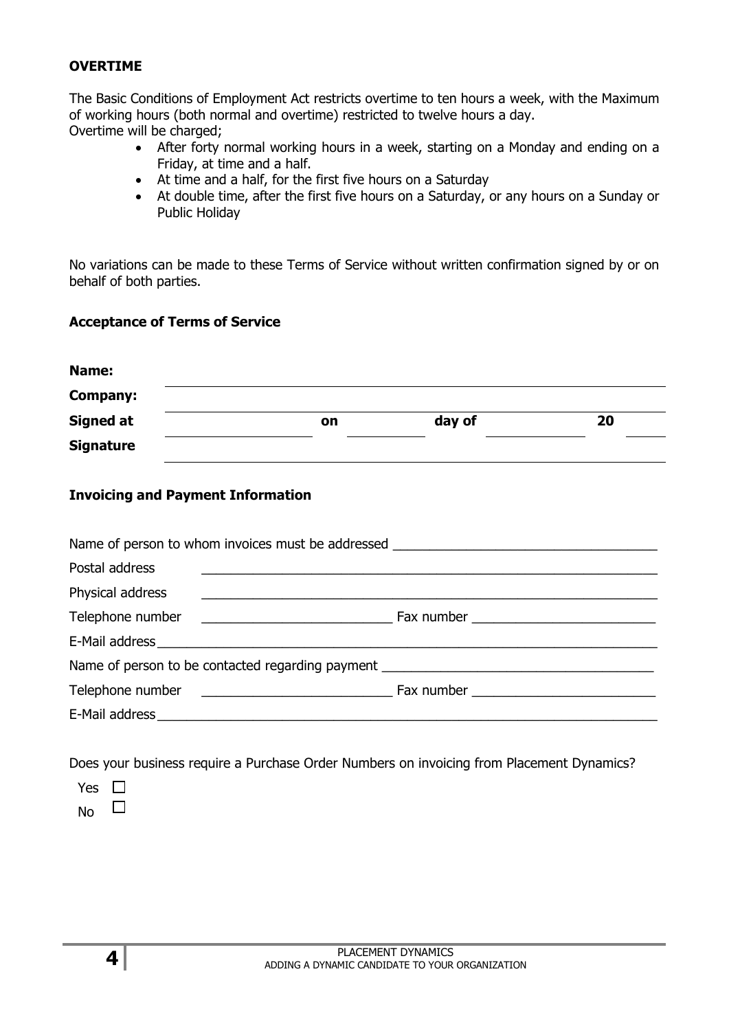**OVERTIME**

The Basic Conditions of Employment Act restricts overtime to ten hours a week, with the Maximum of working hours (both normal and overtime) restricted to twelve hours a day.
Overtime will be charged;

- After forty normal working hours in a week, starting on a Monday and ending on a Friday, at time and a half.
- At time and a half, for the first five hours on a Saturday
- At double time, after the first five hours on a Saturday, or any hours on a Sunday or Public Holiday

No variations can be made to these Terms of Service without written confirmation signed by or on behalf of both parties.

**Acceptance of Terms of Service**

**Name:** ______________________________

**Company:** ______________________________

**Signed at** ____________ **on** ____________ **day of** ____________ **20** ____

**Signature** ______________________________

**Invoicing and Payment Information**

Name of person to whom invoices must be addressed ______________________________

Postal address ______________________________

Physical address ______________________________

Telephone number ____________________ Fax number ____________________

E-Mail address ______________________________

Name of person to be contacted regarding payment ______________________________

Telephone number ____________________ Fax number ____________________

E-Mail address ______________________________

Does your business require a Purchase Order Numbers on invoicing from Placement Dynamics?

Yes ☐
No ☐